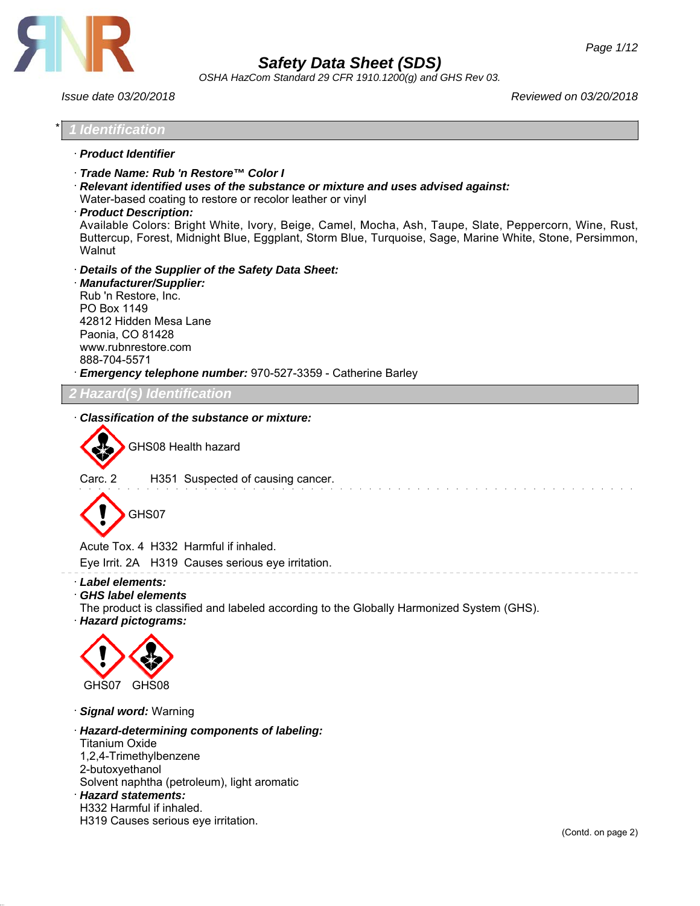# Safety Data Sheet (SDS)

*OSHA HazCom Standard 29 CFR 1910.1200(g) and GHS Rev 03.*

*Issue date 03/20/2018* *Reviewed on 03/20/2018*

## * 1 Identification

· **Product Identifier**

· **Trade Name: Rub 'n Restore™ Color I**

· **Relevant identified uses of the substance or mixture and uses advised against:**
Water-based coating to restore or recolor leather or vinyl

· **Product Description:**
Available Colors: Bright White, Ivory, Beige, Camel, Mocha, Ash, Taupe, Slate, Peppercorn, Wine, Rust, Buttercup, Forest, Midnight Blue, Eggplant, Storm Blue, Turquoise, Sage, Marine White, Stone, Persimmon, Walnut

· **Details of the Supplier of the Safety Data Sheet:**

· **Manufacturer/Supplier:**
Rub 'n Restore, Inc.
PO Box 1149
42812 Hidden Mesa Lane
Paonia, CO 81428
www.rubnrestore.com
888-704-5571

· **Emergency telephone number:** 970-527-3359 - Catherine Barley

## 2 Hazard(s) Identification

· **Classification of the substance or mixture:**

GHS08 Health hazard

Carc. 2 H351 Suspected of causing cancer.

GHS07

Acute Tox. 4 H332 Harmful if inhaled.

Eye Irrit. 2A H319 Causes serious eye irritation.

· **Label elements:**

· **GHS label elements**
The product is classified and labeled according to the Globally Harmonized System (GHS).

· **Hazard pictograms:**

GHS07 GHS08

· **Signal word:** Warning

· **Hazard-determining components of labeling:**
Titanium Oxide
1,2,4-Trimethylbenzene
2-butoxyethanol
Solvent naphtha (petroleum), light aromatic

· **Hazard statements:**
H332 Harmful if inhaled.
H319 Causes serious eye irritation.

(Contd. on page 2)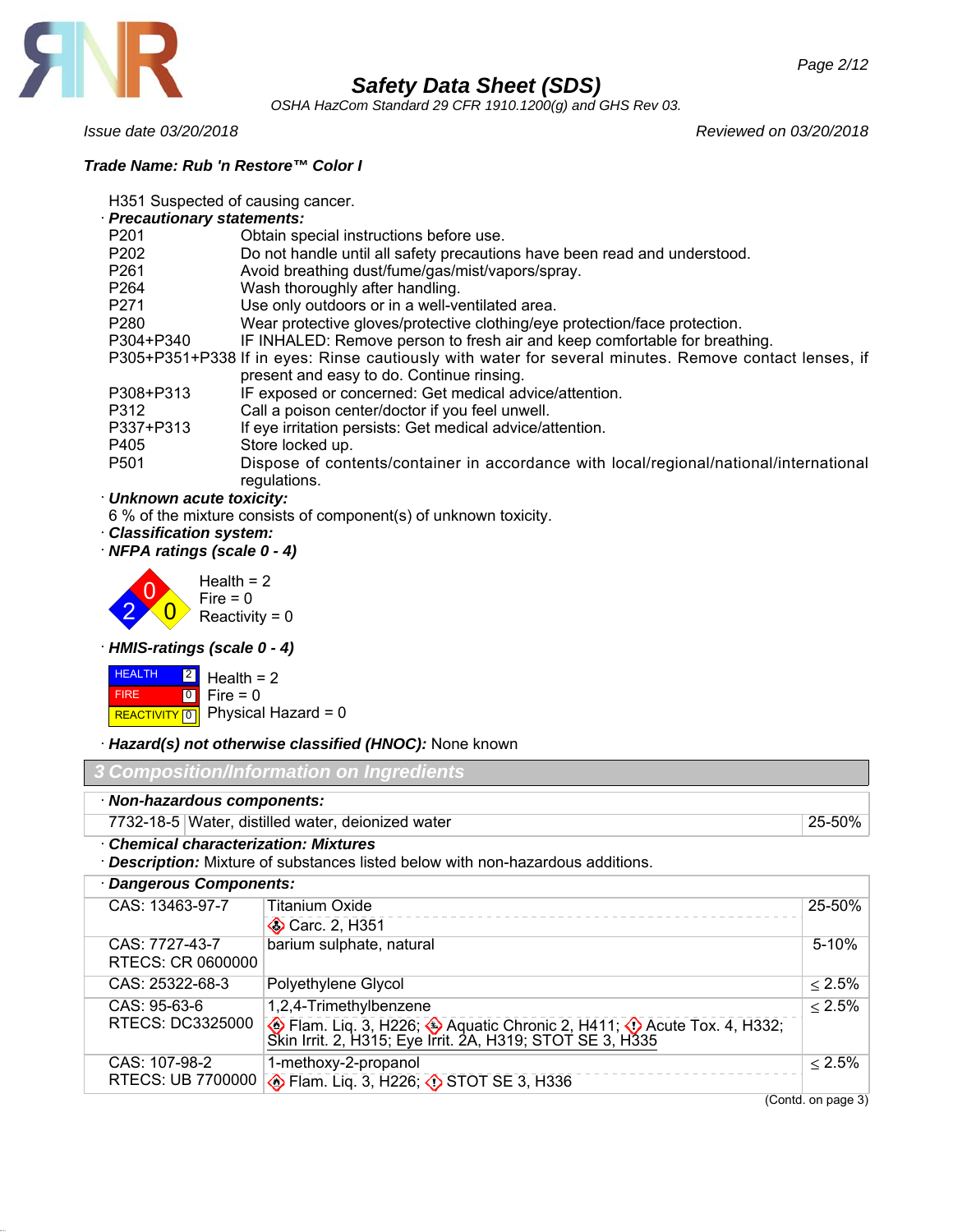**Trade Name: Rub 'n Restore™ Color I**

H351 Suspected of causing cancer.

· **Precautionary statements:**

| | |
|---|---|
| P201 | Obtain special instructions before use. |
| P202 | Do not handle until all safety precautions have been read and understood. |
| P261 | Avoid breathing dust/fume/gas/mist/vapors/spray. |
| P264 | Wash thoroughly after handling. |
| P271 | Use only outdoors or in a well-ventilated area. |
| P280 | Wear protective gloves/protective clothing/eye protection/face protection. |
| P304+P340 | IF INHALED: Remove person to fresh air and keep comfortable for breathing. |
| P305+P351+P338 | If in eyes: Rinse cautiously with water for several minutes. Remove contact lenses, if present and easy to do. Continue rinsing. |
| P308+P313 | IF exposed or concerned: Get medical advice/attention. |
| P312 | Call a poison center/doctor if you feel unwell. |
| P337+P313 | If eye irritation persists: Get medical advice/attention. |
| P405 | Store locked up. |
| P501 | Dispose of contents/container in accordance with local/regional/national/international regulations. |

· **Unknown acute toxicity:**
6 % of the mixture consists of component(s) of unknown toxicity.

· **Classification system:**

· **NFPA ratings (scale 0 - 4)**

Health = 2
Fire = 0
Reactivity = 0

· **HMIS-ratings (scale 0 - 4)**

| | |
|---|---|
| HEALTH 2 | Health = 2 |
| FIRE 0 | Fire = 0 |
| REACTIVITY 0 | Physical Hazard = 0 |

· **Hazard(s) not otherwise classified (HNOC):** None known

## 3 Composition/Information on Ingredients

· **Non-hazardous components:**

| | | |
|---|---|---|
| 7732-18-5 | Water, distilled water, deionized water | 25-50% |

· **Chemical characterization: Mixtures**

· **Description:** Mixture of substances listed below with non-hazardous additions.

· **Dangerous Components:**

| | | |
|---|---|---|
| CAS: 13463-67-7 | Titanium Oxide<br>Carc. 2, H351 | 25-50% |
| CAS: 7727-43-7<br>RTECS: CR 0600000 | barium sulphate, natural | 5-10% |
| CAS: 25322-68-3 | Polyethylene Glycol | ≤ 2.5% |
| CAS: 95-63-6<br>RTECS: DC3325000 | 1,2,4-Trimethylbenzene<br>Flam. Liq. 3, H226; Aquatic Chronic 2, H411; Acute Tox. 4, H332; Skin Irrit. 2, H315; Eye Irrit. 2A, H319; STOT SE 3, H335 | ≤ 2.5% |
| CAS: 107-98-2<br>RTECS: UB 7700000 | 1-methoxy-2-propanol<br>Flam. Liq. 3, H226; STOT SE 3, H336 | ≤ 2.5% |

(Contd. on page 3)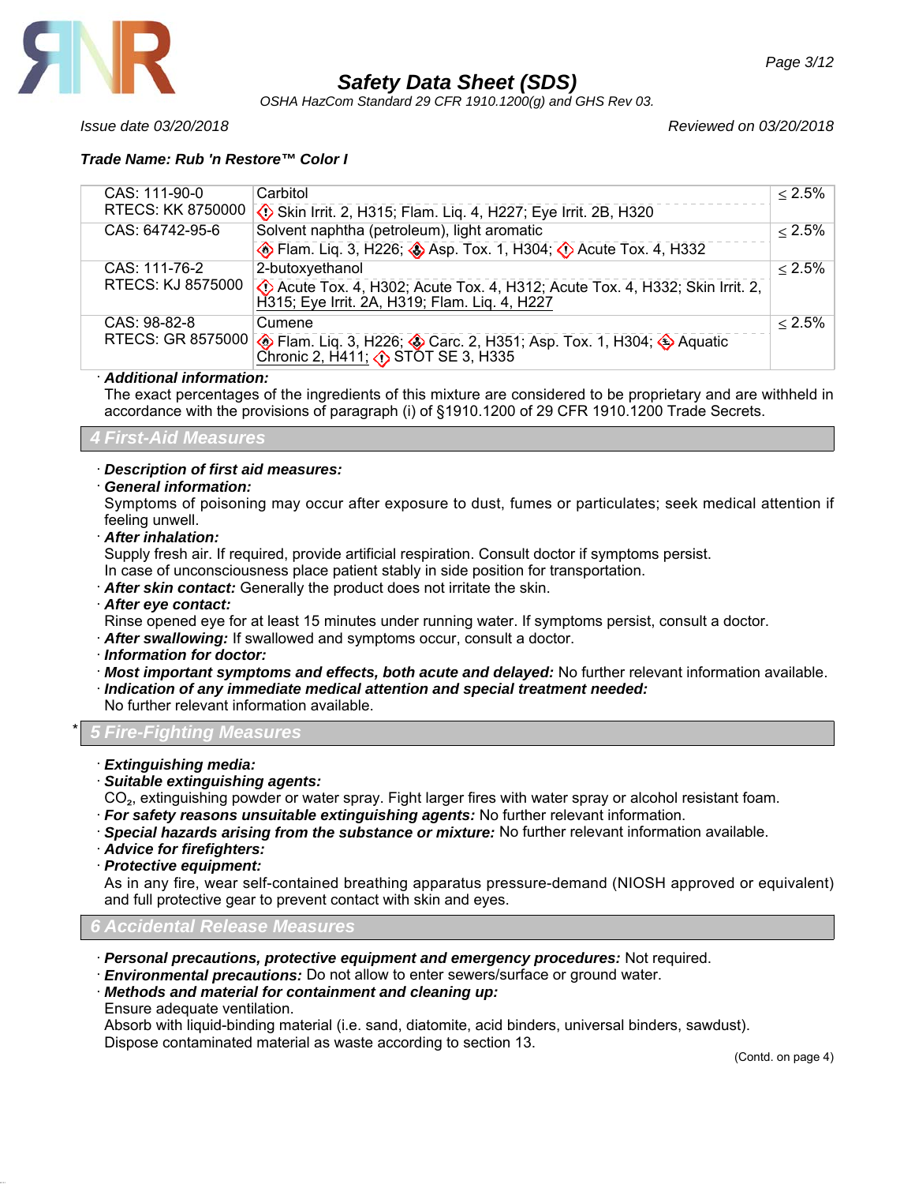**Safety Data Sheet (SDS)**

*OSHA HazCom Standard 29 CFR 1910.1200(g) and GHS Rev 03.*

*Issue date 03/20/2018* *Reviewed on 03/20/2018*

**Trade Name: Rub 'n Restore™ Color I**

| | | |
|---|---|---|
| CAS: 111-90-0<br>RTECS: KK 8750000 | Carbitol<br>Skin Irrit. 2, H315; Flam. Liq. 4, H227; Eye Irrit. 2B, H320 | ≤ 2.5% |
| CAS: 64742-95-6 | Solvent naphtha (petroleum), light aromatic<br>Flam. Liq. 3, H226; Asp. Tox. 1, H304; Acute Tox. 4, H332 | ≤ 2.5% |
| CAS: 111-76-2<br>RTECS: KJ 8575000 | 2-butoxyethanol<br>Acute Tox. 4, H302; Acute Tox. 4, H312; Acute Tox. 4, H332; Skin Irrit. 2, H315; Eye Irrit. 2A, H319; Flam. Liq. 4, H227 | ≤ 2.5% |
| CAS: 98-82-8<br>RTECS: GR 8575000 | Cumene<br>Flam. Liq. 3, H226; Carc. 2, H351; Asp. Tox. 1, H304; Aquatic Chronic 2, H411; STOT SE 3, H335 | ≤ 2.5% |

· ***Additional information:***
The exact percentages of the ingredients of this mixture are considered to be proprietary and are withheld in accordance with the provisions of paragraph (i) of §1910.1200 of 29 CFR 1910.1200 Trade Secrets.

## 4 First-Aid Measures

· ***Description of first aid measures:***
· ***General information:***
Symptoms of poisoning may occur after exposure to dust, fumes or particulates; seek medical attention if feeling unwell.
· ***After inhalation:***
Supply fresh air. If required, provide artificial respiration. Consult doctor if symptoms persist.
In case of unconsciousness place patient stably in side position for transportation.
· ***After skin contact:*** Generally the product does not irritate the skin.
· ***After eye contact:***
Rinse opened eye for at least 15 minutes under running water. If symptoms persist, consult a doctor.
· ***After swallowing:*** If swallowed and symptoms occur, consult a doctor.
· ***Information for doctor:***
· ***Most important symptoms and effects, both acute and delayed:*** No further relevant information available.
· ***Indication of any immediate medical attention and special treatment needed:***
No further relevant information available.

## * 5 Fire-Fighting Measures

· ***Extinguishing media:***
· ***Suitable extinguishing agents:***
$CO_2$, extinguishing powder or water spray. Fight larger fires with water spray or alcohol resistant foam.
· ***For safety reasons unsuitable extinguishing agents:*** No further relevant information.
· ***Special hazards arising from the substance or mixture:*** No further relevant information available.
· ***Advice for firefighters:***
· ***Protective equipment:***
As in any fire, wear self-contained breathing apparatus pressure-demand (NIOSH approved or equivalent) and full protective gear to prevent contact with skin and eyes.

## 6 Accidental Release Measures

· ***Personal precautions, protective equipment and emergency procedures:*** Not required.
· ***Environmental precautions:*** Do not allow to enter sewers/surface or ground water.
· ***Methods and material for containment and cleaning up:***
Ensure adequate ventilation.
Absorb with liquid-binding material (i.e. sand, diatomite, acid binders, universal binders, sawdust).
Dispose contaminated material as waste according to section 13.

(Contd. on page 4)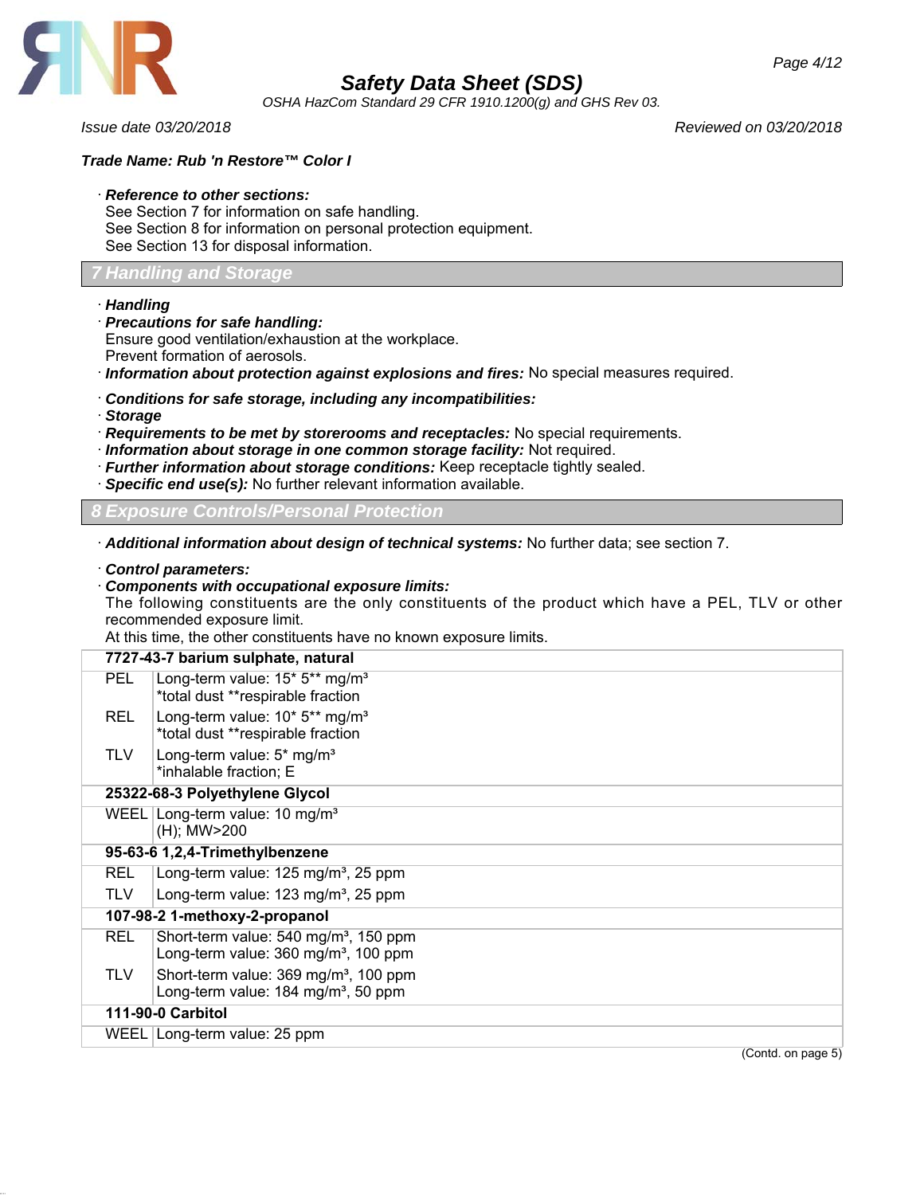**Trade Name: Rub 'n Restore™ Color I**

· **Reference to other sections:**
See Section 7 for information on safe handling.
See Section 8 for information on personal protection equipment.
See Section 13 for disposal information.

## 7 Handling and Storage

· **Handling**
· **Precautions for safe handling:**
Ensure good ventilation/exhaustion at the workplace.
Prevent formation of aerosols.
· **Information about protection against explosions and fires:** No special measures required.

· **Conditions for safe storage, including any incompatibilities:**
· **Storage**
· **Requirements to be met by storerooms and receptacles:** No special requirements.
· **Information about storage in one common storage facility:** Not required.
· **Further information about storage conditions:** Keep receptacle tightly sealed.
· **Specific end use(s):** No further relevant information available.

## 8 Exposure Controls/Personal Protection

· **Additional information about design of technical systems:** No further data; see section 7.

· **Control parameters:**
· **Components with occupational exposure limits:**
The following constituents are the only constituents of the product which have a PEL, TLV or other recommended exposure limit.
At this time, the other constituents have no known exposure limits.

| | |
|---|---|
| **7727-43-7 barium sulphate, natural** | |
| PEL | Long-term value: 15* 5** mg/m³<br>*total dust **respirable fraction |
| REL | Long-term value: 10* 5** mg/m³<br>*total dust **respirable fraction |
| TLV | Long-term value: 5* mg/m³<br>*inhalable fraction; E |
| **25322-68-3 Polyethylene Glycol** | |
| WEEL | Long-term value: 10 mg/m³<br>(H); MW>200 |
| **95-63-6 1,2,4-Trimethylbenzene** | |
| REL | Long-term value: 125 mg/m³, 25 ppm |
| TLV | Long-term value: 123 mg/m³, 25 ppm |
| **107-98-2 1-methoxy-2-propanol** | |
| REL | Short-term value: 540 mg/m³, 150 ppm<br>Long-term value: 360 mg/m³, 100 ppm |
| TLV | Short-term value: 369 mg/m³, 100 ppm<br>Long-term value: 184 mg/m³, 50 ppm |
| **111-90-0 Carbitol** | |
| WEEL | Long-term value: 25 ppm |

(Contd. on page 5)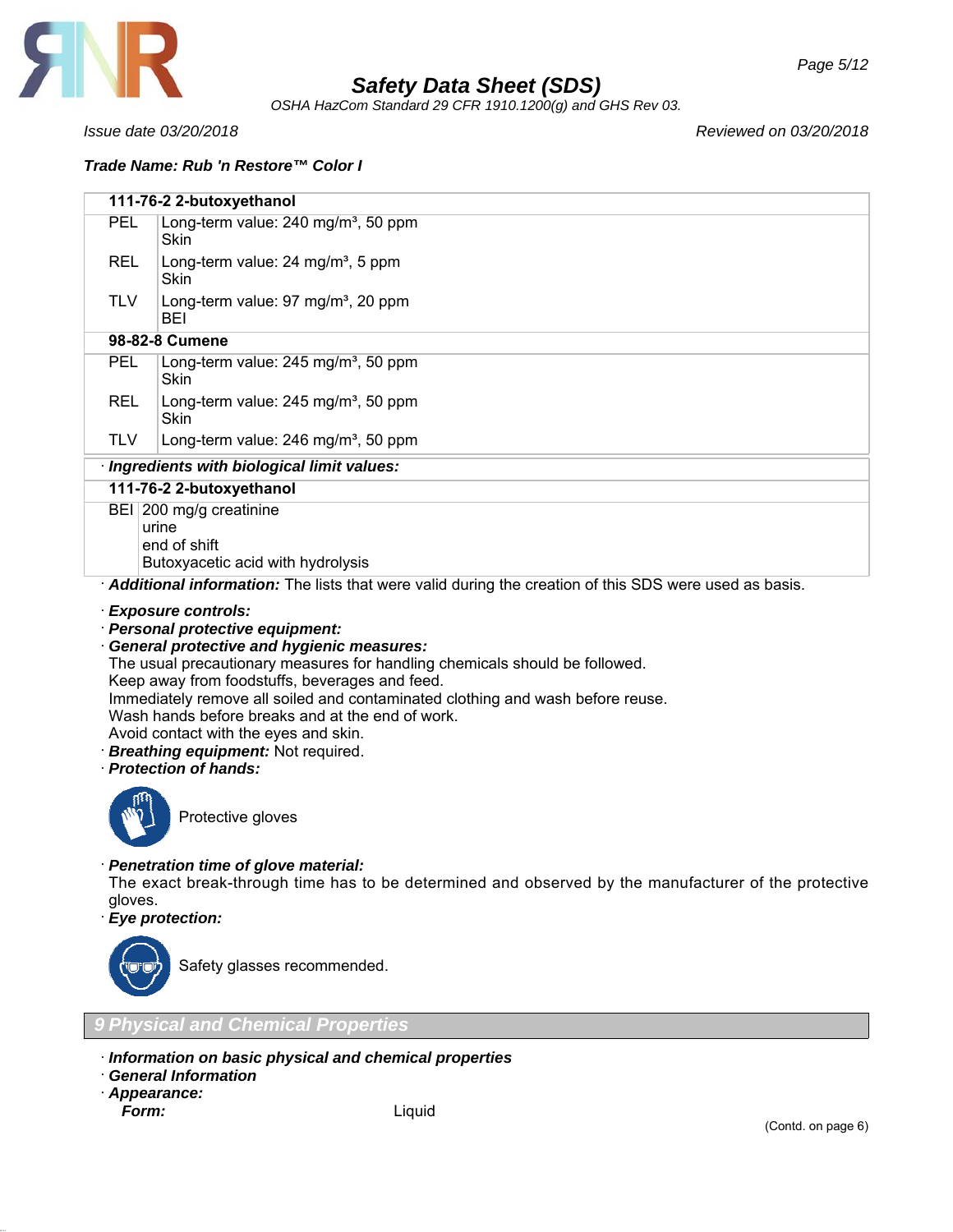**Trade Name: Rub 'n Restore™ Color I**

| **111-76-2 2-butoxyethanol** | |
|---|---|
| PEL | Long-term value: 240 mg/m³, 50 ppm<br>Skin |
| REL | Long-term value: 24 mg/m³, 5 ppm<br>Skin |
| TLV | Long-term value: 97 mg/m³, 20 ppm<br>BEI |
| **98-82-8 Cumene** | |
| PEL | Long-term value: 245 mg/m³, 50 ppm<br>Skin |
| REL | Long-term value: 245 mg/m³, 50 ppm<br>Skin |
| TLV | Long-term value: 246 mg/m³, 50 ppm |

· ***Ingredients with biological limit values:***

| **111-76-2 2-butoxyethanol** | |
|---|---|
| BEI | 200 mg/g creatinine<br>urine<br>end of shift<br>Butoxyacetic acid with hydrolysis |

· ***Additional information:*** The lists that were valid during the creation of this SDS were used as basis.

· ***Exposure controls:***
· ***Personal protective equipment:***
· ***General protective and hygienic measures:***
The usual precautionary measures for handling chemicals should be followed.
Keep away from foodstuffs, beverages and feed.
Immediately remove all soiled and contaminated clothing and wash before reuse.
Wash hands before breaks and at the end of work.
Avoid contact with the eyes and skin.
· ***Breathing equipment:*** Not required.
· ***Protection of hands:***

Protective gloves

· ***Penetration time of glove material:***
The exact break-through time has to be determined and observed by the manufacturer of the protective gloves.
· ***Eye protection:***

Safety glasses recommended.

## 9 Physical and Chemical Properties

· ***Information on basic physical and chemical properties***
· ***General Information***
· ***Appearance:***
***Form:*** Liquid

(Contd. on page 6)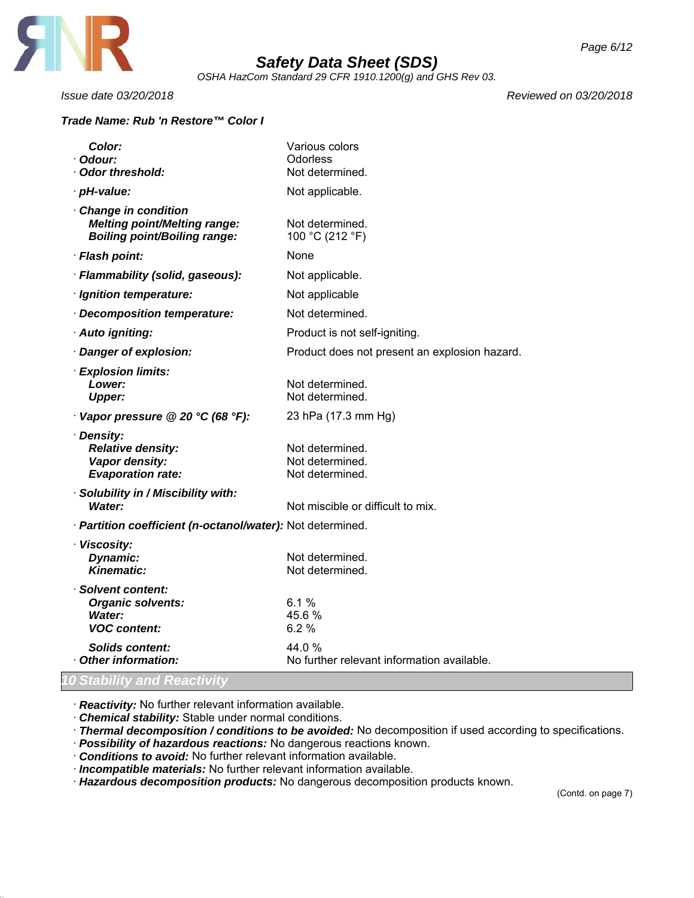*Trade Name:* ***Rub 'n Restore™ Color I***

| | |
|---|---|
| ***Color:*** | Various colors |
| · ***Odour:*** | Odorless |
| · ***Odor threshold:*** | Not determined. |
| · ***pH-value:*** | Not applicable. |
| · ***Change in condition*** | |
| ***Melting point/Melting range:*** | Not determined. |
| ***Boiling point/Boiling range:*** | 100 °C (212 °F) |
| · ***Flash point:*** | None |
| · ***Flammability (solid, gaseous):*** | Not applicable. |
| · ***Ignition temperature:*** | Not applicable |
| · ***Decomposition temperature:*** | Not determined. |
| · ***Auto igniting:*** | Product is not self-igniting. |
| · ***Danger of explosion:*** | Product does not present an explosion hazard. |
| · ***Explosion limits:*** | |
| ***Lower:*** | Not determined. |
| ***Upper:*** | Not determined. |
| · ***Vapor pressure @ 20 °C (68 °F):*** | 23 hPa (17.3 mm Hg) |
| · ***Density:*** | |
| ***Relative density:*** | Not determined. |
| ***Vapor density:*** | Not determined. |
| ***Evaporation rate:*** | Not determined. |
| · ***Solubility in / Miscibility with:*** | |
| ***Water:*** | Not miscible or difficult to mix. |
| · ***Partition coefficient (n-octanol/water):*** | Not determined. |
| · ***Viscosity:*** | |
| ***Dynamic:*** | Not determined. |
| ***Kinematic:*** | Not determined. |
| · ***Solvent content:*** | |
| ***Organic solvents:*** | 6.1 % |
| ***Water:*** | 45.6 % |
| ***VOC content:*** | 6.2 % |
| ***Solids content:*** | 44.0 % |
| · ***Other information:*** | No further relevant information available. |

## 10 Stability and Reactivity

· ***Reactivity:*** No further relevant information available.
· ***Chemical stability:*** Stable under normal conditions.
· ***Thermal decomposition / conditions to be avoided:*** No decomposition if used according to specifications.
· ***Possibility of hazardous reactions:*** No dangerous reactions known.
· ***Conditions to avoid:*** No further relevant information available.
· ***Incompatible materials:*** No further relevant information available.
· ***Hazardous decomposition products:*** No dangerous decomposition products known.

(Contd. on page 7)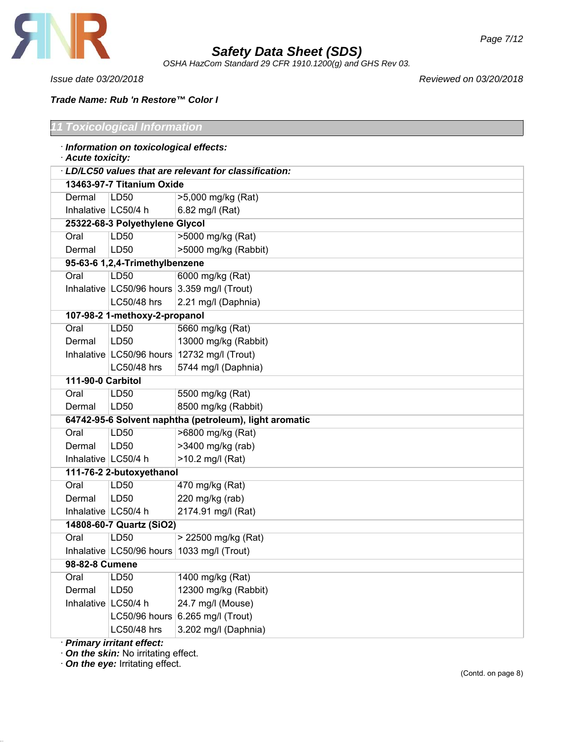Trade Name: Rub 'n Restore™ Color I

## 11 Toxicological Information

· **Information on toxicological effects:**

· **Acute toxicity:**

| · **LD/LC50 values that are relevant for classification:** | | |
|---|---|---|
| **13463-97-7 Titanium Oxide** | | |
| Dermal | LD50 | >5,000 mg/kg (Rat) |
| Inhalative | LC50/4 h | 6.82 mg/l (Rat) |
| **25322-68-3 Polyethylene Glycol** | | |
| Oral | LD50 | >5000 mg/kg (Rat) |
| Dermal | LD50 | >5000 mg/kg (Rabbit) |
| **95-63-6 1,2,4-Trimethylbenzene** | | |
| Oral | LD50 | 6000 mg/kg (Rat) |
| Inhalative | LC50/96 hours | 3.359 mg/l (Trout) |
| | LC50/48 hrs | 2.21 mg/l (Daphnia) |
| **107-98-2 1-methoxy-2-propanol** | | |
| Oral | LD50 | 5660 mg/kg (Rat) |
| Dermal | LD50 | 13000 mg/kg (Rabbit) |
| Inhalative | LC50/96 hours | 12732 mg/l (Trout) |
| | LC50/48 hrs | 5744 mg/l (Daphnia) |
| **111-90-0 Carbitol** | | |
| Oral | LD50 | 5500 mg/kg (Rat) |
| Dermal | LD50 | 8500 mg/kg (Rabbit) |
| **64742-95-6 Solvent naphtha (petroleum), light aromatic** | | |
| Oral | LD50 | >6800 mg/kg (Rat) |
| Dermal | LD50 | >3400 mg/kg (rab) |
| Inhalative | LC50/4 h | >10.2 mg/l (Rat) |
| **111-76-2 2-butoxyethanol** | | |
| Oral | LD50 | 470 mg/kg (Rat) |
| Dermal | LD50 | 220 mg/kg (rab) |
| Inhalative | LC50/4 h | 2174.91 mg/l (Rat) |
| **14808-60-7 Quartz (SiO2)** | | |
| Oral | LD50 | > 22500 mg/kg (Rat) |
| Inhalative | LC50/96 hours | 1033 mg/l (Trout) |
| **98-82-8 Cumene** | | |
| Oral | LD50 | 1400 mg/kg (Rat) |
| Dermal | LD50 | 12300 mg/kg (Rabbit) |
| Inhalative | LC50/4 h | 24.7 mg/l (Mouse) |
| | LC50/96 hours | 6.265 mg/l (Trout) |
| | LC50/48 hrs | 3.202 mg/l (Daphnia) |

· **Primary irritant effect:**

· **On the skin:** No irritating effect.

· **On the eye:** Irritating effect.

(Contd. on page 8)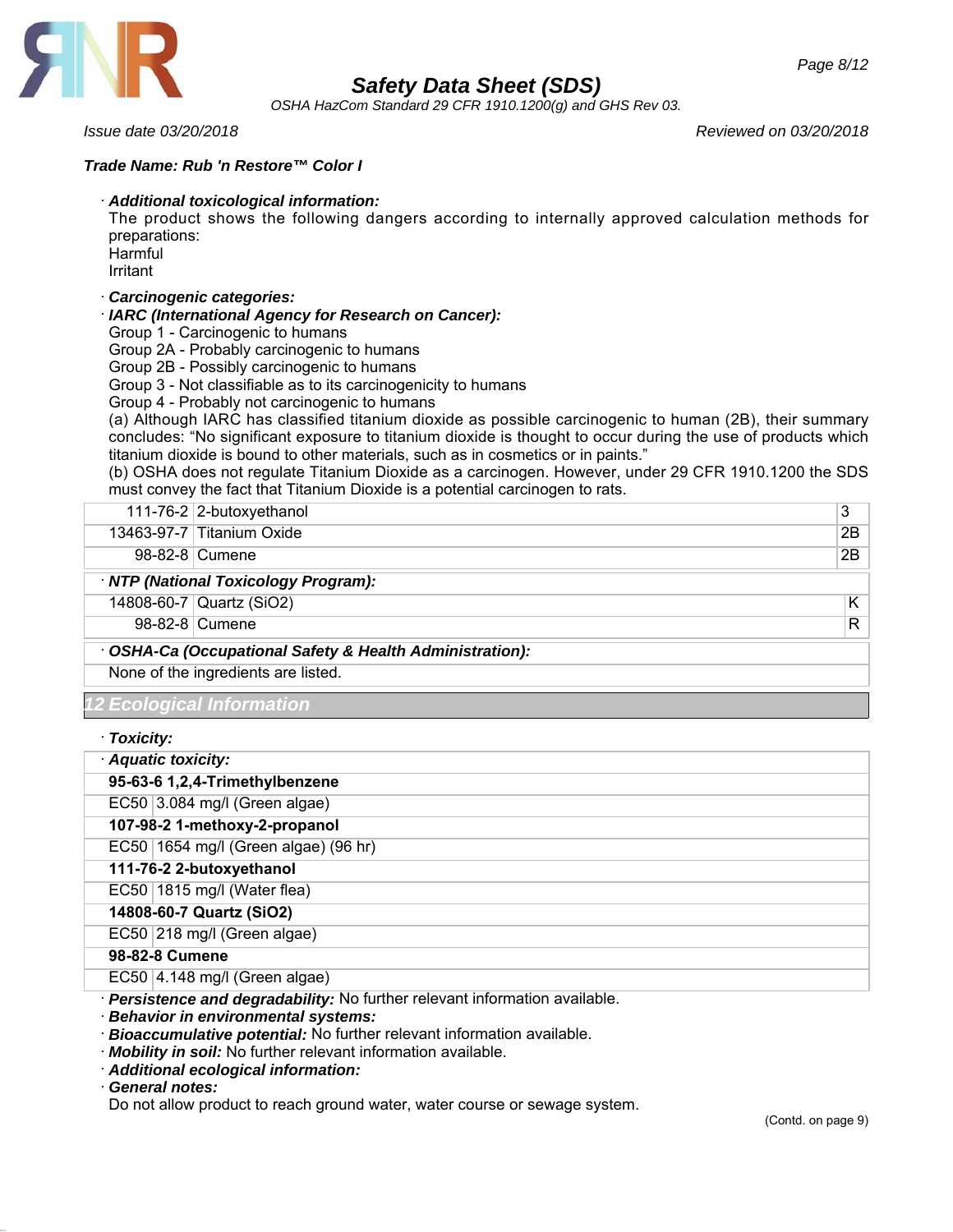Trade Name: Rub 'n Restore™ Color I

· **Additional toxicological information:**
The product shows the following dangers according to internally approved calculation methods for preparations:
Harmful
Irritant

· **Carcinogenic categories:**
· **IARC (International Agency for Research on Cancer):**
Group 1 - Carcinogenic to humans
Group 2A - Probably carcinogenic to humans
Group 2B - Possibly carcinogenic to humans
Group 3 - Not classifiable as to its carcinogenicity to humans
Group 4 - Probably not carcinogenic to humans
(a) Although IARC has classified titanium dioxide as possible carcinogenic to human (2B), their summary concludes: "No significant exposure to titanium dioxide is thought to occur during the use of products which titanium dioxide is bound to other materials, such as in cosmetics or in paints."
(b) OSHA does not regulate Titanium Dioxide as a carcinogen. However, under 29 CFR 1910.1200 the SDS must convey the fact that Titanium Dioxide is a potential carcinogen to rats.

| | | |
|---|---|---|
| 111-76-2 | 2-butoxyethanol | 3 |
| 13463-97-7 | Titanium Oxide | 2B |
| 98-82-8 | Cumene | 2B |

· **NTP (National Toxicology Program):**

| | | |
|---|---|---|
| 14808-60-7 | Quartz ($SiO_2$) | K |
| 98-82-8 | Cumene | R |

· **OSHA-Ca (Occupational Safety & Health Administration):**
None of the ingredients are listed.

## 12 Ecological Information

· **Toxicity:**

· **Aquatic toxicity:**

| | |
|---|---|
| **95-63-6 1,2,4-Trimethylbenzene** | |
| EC50 | 3.084 mg/l (Green algae) |
| **107-98-2 1-methoxy-2-propanol** | |
| EC50 | 1654 mg/l (Green algae) (96 hr) |
| **111-76-2 2-butoxyethanol** | |
| EC50 | 1815 mg/l (Water flea) |
| **14808-60-7 Quartz ($SiO_2$)** | |
| EC50 | 218 mg/l (Green algae) |
| **98-82-8 Cumene** | |
| EC50 | 4.148 mg/l (Green algae) |

· **Persistence and degradability:** No further relevant information available.
· **Behavior in environmental systems:**
· **Bioaccumulative potential:** No further relevant information available.
· **Mobility in soil:** No further relevant information available.
· **Additional ecological information:**
· **General notes:**
Do not allow product to reach ground water, water course or sewage system.

(Contd. on page 9)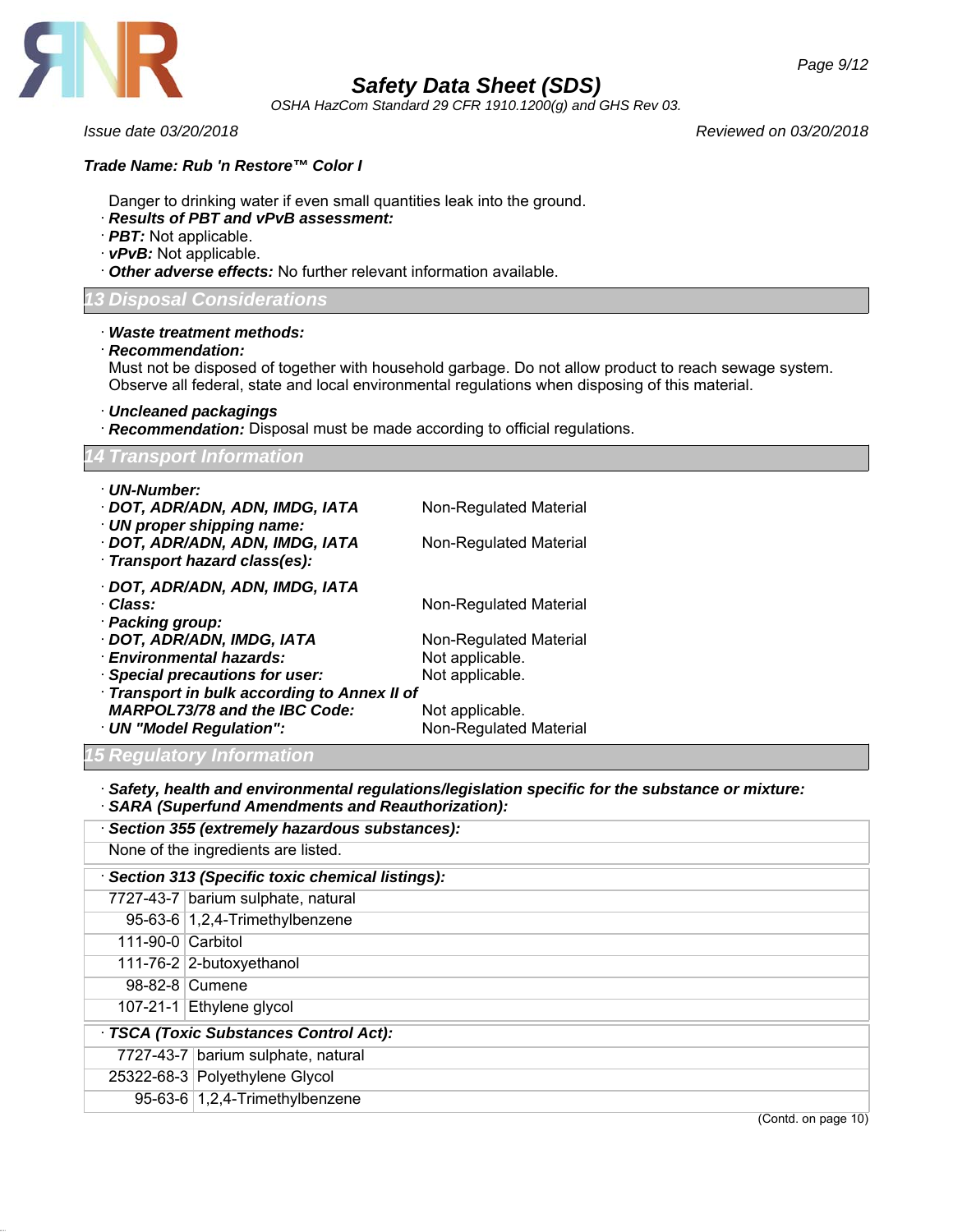Danger to drinking water if even small quantities leak into the ground.

· ***Results of PBT and vPvB assessment:***
· ***PBT:*** Not applicable.
· ***vPvB:*** Not applicable.
· ***Other adverse effects:*** No further relevant information available.

## 13 Disposal Considerations

· ***Waste treatment methods:***
· ***Recommendation:***
Must not be disposed of together with household garbage. Do not allow product to reach sewage system. Observe all federal, state and local environmental regulations when disposing of this material.

· ***Uncleaned packagings***
· ***Recommendation:*** Disposal must be made according to official regulations.

## 14 Transport Information

· ***UN-Number:***
· ***DOT, ADR/ADN, ADN, IMDG, IATA*** Non-Regulated Material
· ***UN proper shipping name:***
· ***DOT, ADR/ADN, ADN, IMDG, IATA*** Non-Regulated Material
· ***Transport hazard class(es):***

· ***DOT, ADR/ADN, ADN, IMDG, IATA***
· ***Class:*** Non-Regulated Material
· ***Packing group:***
· ***DOT, ADR/ADN, ADN, IMDG, IATA*** Non-Regulated Material
· ***Environmental hazards:*** Not applicable.
· ***Special precautions for user:*** Not applicable.
· ***Transport in bulk according to Annex II of MARPOL73/78 and the IBC Code:*** Not applicable.
· ***UN "Model Regulation":*** Non-Regulated Material

## 15 Regulatory Information

· ***Safety, health and environmental regulations/legislation specific for the substance or mixture:***
· ***SARA (Superfund Amendments and Reauthorization):***

· ***Section 355 (extremely hazardous substances):***

None of the ingredients are listed.

· ***Section 313 (Specific toxic chemical listings):***

| | |
|---|---|
| 7727-43-7 | barium sulphate, natural |
| 95-63-6 | 1,2,4-Trimethylbenzene |
| 111-90-0 | Carbitol |
| 111-76-2 | 2-butoxyethanol |
| 98-82-8 | Cumene |
| 107-21-1 | Ethylene glycol |

· ***TSCA (Toxic Substances Control Act):***

| | |
|---|---|
| 7727-43-7 | barium sulphate, natural |
| 25322-68-3 | Polyethylene Glycol |
| 95-63-6 | 1,2,4-Trimethylbenzene |

(Contd. on page 10)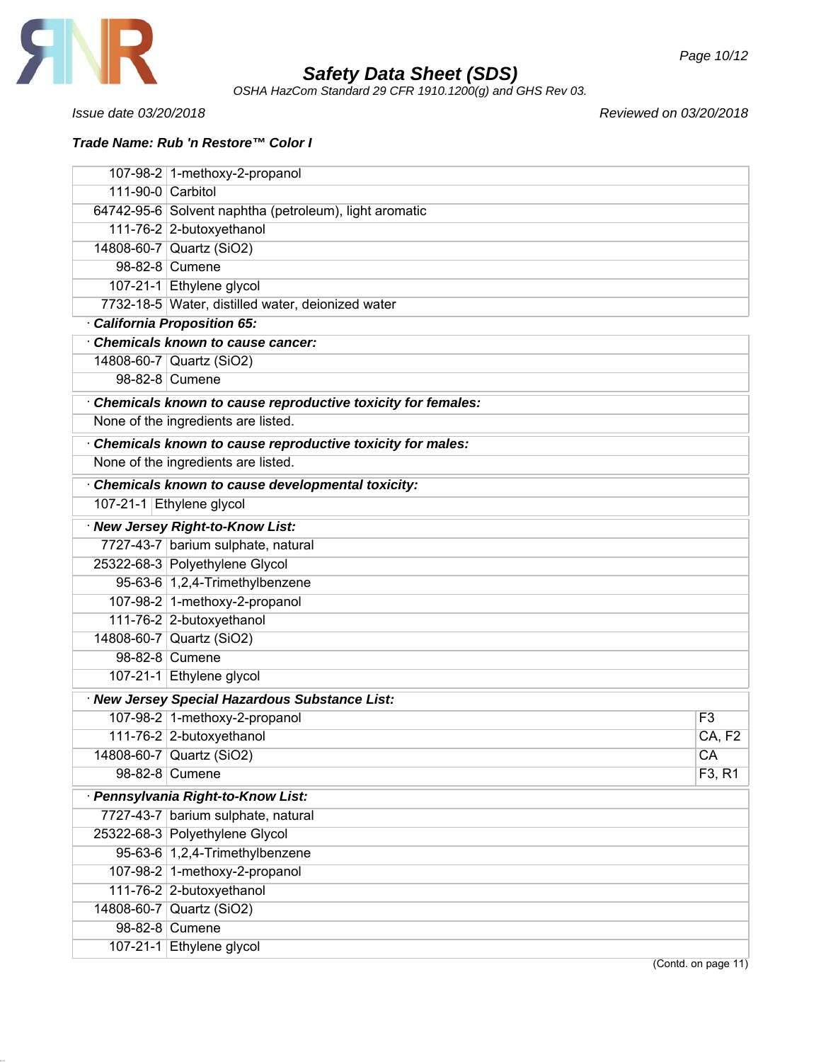### Trade Name: Rub 'n Restore™ Color I

| | |
|---|---|
| 107-98-2 | 1-methoxy-2-propanol |
| 111-90-0 | Carbitol |
| 64742-95-6 | Solvent naphtha (petroleum), light aromatic |
| 111-76-2 | 2-butoxyethanol |
| 14808-60-7 | Quartz ($SiO_2$) |
| 98-82-8 | Cumene |
| 107-21-1 | Ethylene glycol |
| 7732-18-5 | Water, distilled water, deionized water |

**· California Proposition 65:**

**· Chemicals known to cause cancer:**

| | |
|---|---|
| 14808-60-7 | Quartz ($SiO_2$) |
| 98-82-8 | Cumene |

**· Chemicals known to cause reproductive toxicity for females:**

None of the ingredients are listed.

**· Chemicals known to cause reproductive toxicity for males:**

None of the ingredients are listed.

**· Chemicals known to cause developmental toxicity:**

| | |
|---|---|
| 107-21-1 | Ethylene glycol |

**· New Jersey Right-to-Know List:**

| | |
|---|---|
| 7727-43-7 | barium sulphate, natural |
| 25322-68-3 | Polyethylene Glycol |
| 95-63-6 | 1,2,4-Trimethylbenzene |
| 107-98-2 | 1-methoxy-2-propanol |
| 111-76-2 | 2-butoxyethanol |
| 14808-60-7 | Quartz ($SiO_2$) |
| 98-82-8 | Cumene |
| 107-21-1 | Ethylene glycol |

**· New Jersey Special Hazardous Substance List:**

| | | |
|---|---|---|
| 107-98-2 | 1-methoxy-2-propanol | F3 |
| 111-76-2 | 2-butoxyethanol | CA, F2 |
| 14808-60-7 | Quartz ($SiO_2$) | CA |
| 98-82-8 | Cumene | F3, R1 |

**· Pennsylvania Right-to-Know List:**

| | |
|---|---|
| 7727-43-7 | barium sulphate, natural |
| 25322-68-3 | Polyethylene Glycol |
| 95-63-6 | 1,2,4-Trimethylbenzene |
| 107-98-2 | 1-methoxy-2-propanol |
| 111-76-2 | 2-butoxyethanol |
| 14808-60-7 | Quartz ($SiO_2$) |
| 98-82-8 | Cumene |
| 107-21-1 | Ethylene glycol |

(Contd. on page 11)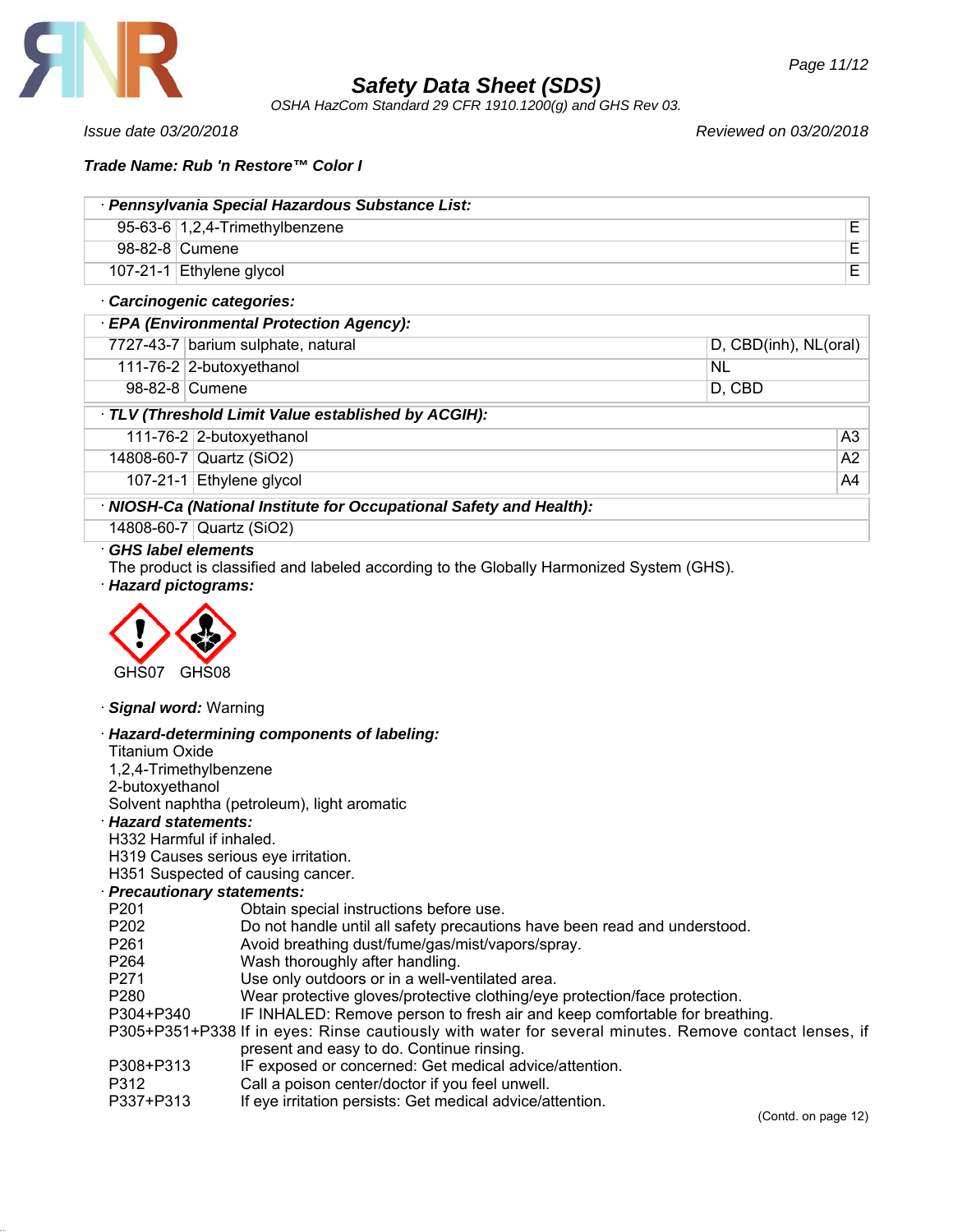**Trade Name: Rub 'n Restore™ Color I**

| · Pennsylvania Special Hazardous Substance List: | | |
|---|---|---|
| 95-63-6 | 1,2,4-Trimethylbenzene | E |
| 98-82-8 | Cumene | E |
| 107-21-1 | Ethylene glycol | E |

· **Carcinogenic categories:**

| · EPA (Environmental Protection Agency): | | |
|---|---|---|
| 7727-43-7 | barium sulphate, natural | D, CBD(inh), NL(oral) |
| 111-76-2 | 2-butoxyethanol | NL |
| 98-82-8 | Cumene | D, CBD |

| · TLV (Threshold Limit Value established by ACGIH): | | |
|---|---|---|
| 111-76-2 | 2-butoxyethanol | A3 |
| 14808-60-7 | Quartz ($SiO_2$) | A2 |
| 107-21-1 | Ethylene glycol | A4 |

| · NIOSH-Ca (National Institute for Occupational Safety and Health): | |
|---|---|
| 14808-60-7 | Quartz ($SiO_2$) |

· **GHS label elements**
The product is classified and labeled according to the Globally Harmonized System (GHS).

· **Hazard pictograms:**

GHS07 GHS08

· **Signal word:** Warning

· **Hazard-determining components of labeling:**
Titanium Oxide
1,2,4-Trimethylbenzene
2-butoxyethanol
Solvent naphtha (petroleum), light aromatic

· **Hazard statements:**
H332 Harmful if inhaled.
H319 Causes serious eye irritation.
H351 Suspected of causing cancer.

· **Precautionary statements:**

| | |
|---|---|
| P201 | Obtain special instructions before use. |
| P202 | Do not handle until all safety precautions have been read and understood. |
| P261 | Avoid breathing dust/fume/gas/mist/vapors/spray. |
| P264 | Wash thoroughly after handling. |
| P271 | Use only outdoors or in a well-ventilated area. |
| P280 | Wear protective gloves/protective clothing/eye protection/face protection. |
| P304+P340 | IF INHALED: Remove person to fresh air and keep comfortable for breathing. |
| P305+P351+P338 | If in eyes: Rinse cautiously with water for several minutes. Remove contact lenses, if present and easy to do. Continue rinsing. |
| P308+P313 | IF exposed or concerned: Get medical advice/attention. |
| P312 | Call a poison center/doctor if you feel unwell. |
| P337+P313 | If eye irritation persists: Get medical advice/attention. |

(Contd. on page 12)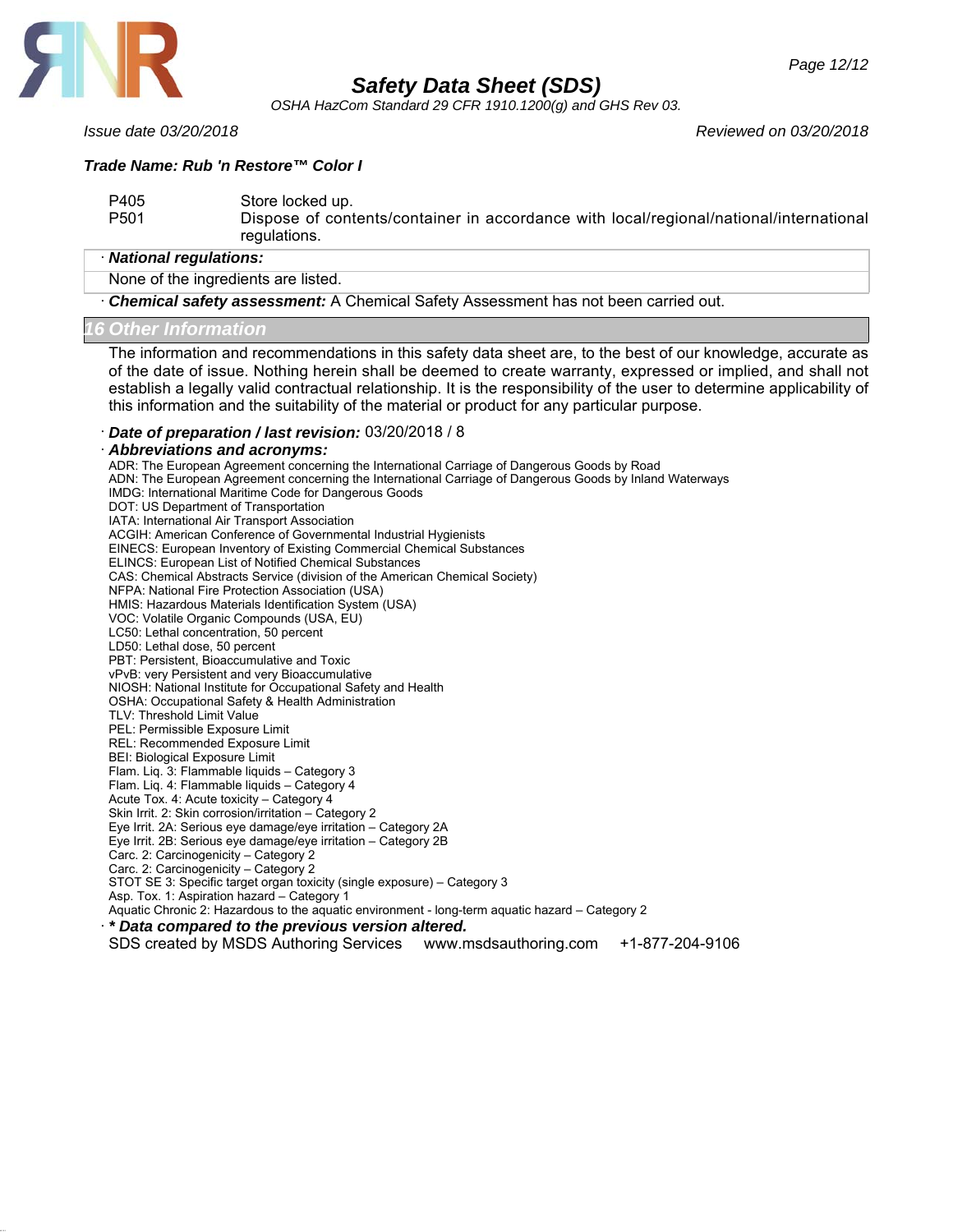| | |
|---|---|
| P405 | Store locked up. |
| P501 | Dispose of contents/container in accordance with local/regional/national/international regulations. |

· **National regulations:**

None of the ingredients are listed.

· ***Chemical safety assessment:*** A Chemical Safety Assessment has not been carried out.

## 16 Other Information

The information and recommendations in this safety data sheet are, to the best of our knowledge, accurate as of the date of issue. Nothing herein shall be deemed to create warranty, expressed or implied, and shall not establish a legally valid contractual relationship. It is the responsibility of the user to determine applicability of this information and the suitability of the material or product for any particular purpose.

· ***Date of preparation / last revision:*** 03/20/2018 / 8

· ***Abbreviations and acronyms:***

ADR: The European Agreement concerning the International Carriage of Dangerous Goods by Road
ADN: The European Agreement concerning the International Carriage of Dangerous Goods by Inland Waterways
IMDG: International Maritime Code for Dangerous Goods
DOT: US Department of Transportation
IATA: International Air Transport Association
ACGIH: American Conference of Governmental Industrial Hygienists
EINECS: European Inventory of Existing Commercial Chemical Substances
ELINCS: European List of Notified Chemical Substances
CAS: Chemical Abstracts Service (division of the American Chemical Society)
NFPA: National Fire Protection Association (USA)
HMIS: Hazardous Materials Identification System (USA)
VOC: Volatile Organic Compounds (USA, EU)
LC50: Lethal concentration, 50 percent
LD50: Lethal dose, 50 percent
PBT: Persistent, Bioaccumulative and Toxic
vPvB: very Persistent and very Bioaccumulative
NIOSH: National Institute for Occupational Safety and Health
OSHA: Occupational Safety & Health Administration
TLV: Threshold Limit Value
PEL: Permissible Exposure Limit
REL: Recommended Exposure Limit
BEI: Biological Exposure Limit
Flam. Liq. 3: Flammable liquids – Category 3
Flam. Liq. 4: Flammable liquids – Category 4
Acute Tox. 4: Acute toxicity – Category 4
Skin Irrit. 2: Skin corrosion/irritation – Category 2
Eye Irrit. 2A: Serious eye damage/eye irritation – Category 2A
Eye Irrit. 2B: Serious eye damage/eye irritation – Category 2B
Carc. 2: Carcinogenicity – Category 2
Carc. 2: Carcinogenicity – Category 2
STOT SE 3: Specific target organ toxicity (single exposure) – Category 3
Asp. Tox. 1: Aspiration hazard – Category 1
Aquatic Chronic 2: Hazardous to the aquatic environment - long-term aquatic hazard – Category 2

· ***\* Data compared to the previous version altered.***

SDS created by MSDS Authoring Services www.msdsauthoring.com +1-877-204-9106